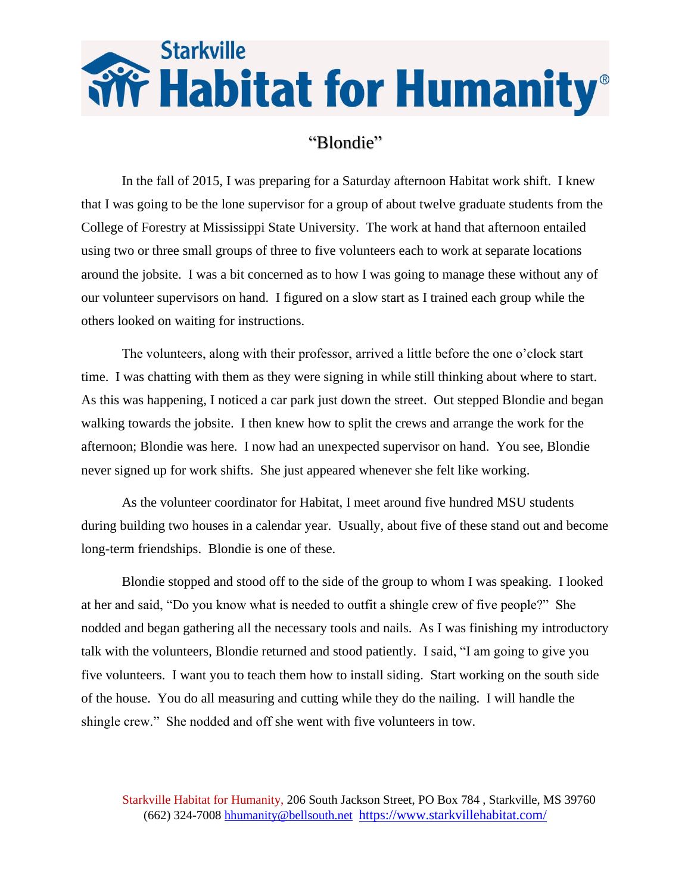# Starkville Habitat for Humanity®

## "Blondie"

In the fall of 2015, I was preparing for a Saturday afternoon Habitat work shift. I knew that I was going to be the lone supervisor for a group of about twelve graduate students from the College of Forestry at Mississippi State University. The work at hand that afternoon entailed using two or three small groups of three to five volunteers each to work at separate locations around the jobsite. I was a bit concerned as to how I was going to manage these without any of our volunteer supervisors on hand. I figured on a slow start as I trained each group while the others looked on waiting for instructions.

The volunteers, along with their professor, arrived a little before the one o'clock start time. I was chatting with them as they were signing in while still thinking about where to start. As this was happening, I noticed a car park just down the street. Out stepped Blondie and began walking towards the jobsite. I then knew how to split the crews and arrange the work for the afternoon; Blondie was here. I now had an unexpected supervisor on hand. You see, Blondie never signed up for work shifts. She just appeared whenever she felt like working.

As the volunteer coordinator for Habitat, I meet around five hundred MSU students during building two houses in a calendar year. Usually, about five of these stand out and become long-term friendships. Blondie is one of these.

Blondie stopped and stood off to the side of the group to whom I was speaking. I looked at her and said, "Do you know what is needed to outfit a shingle crew of five people?" She nodded and began gathering all the necessary tools and nails. As I was finishing my introductory talk with the volunteers, Blondie returned and stood patiently. I said, "I am going to give you five volunteers. I want you to teach them how to install siding. Start working on the south side of the house. You do all measuring and cutting while they do the nailing. I will handle the shingle crew." She nodded and off she went with five volunteers in tow.

Starkville Habitat for Humanity, 206 South Jackson Street, PO Box 784 , Starkville, MS 39760
(662) 324-7008 hhumanity@bellsouth.net https://www.starkvillehabitat.com/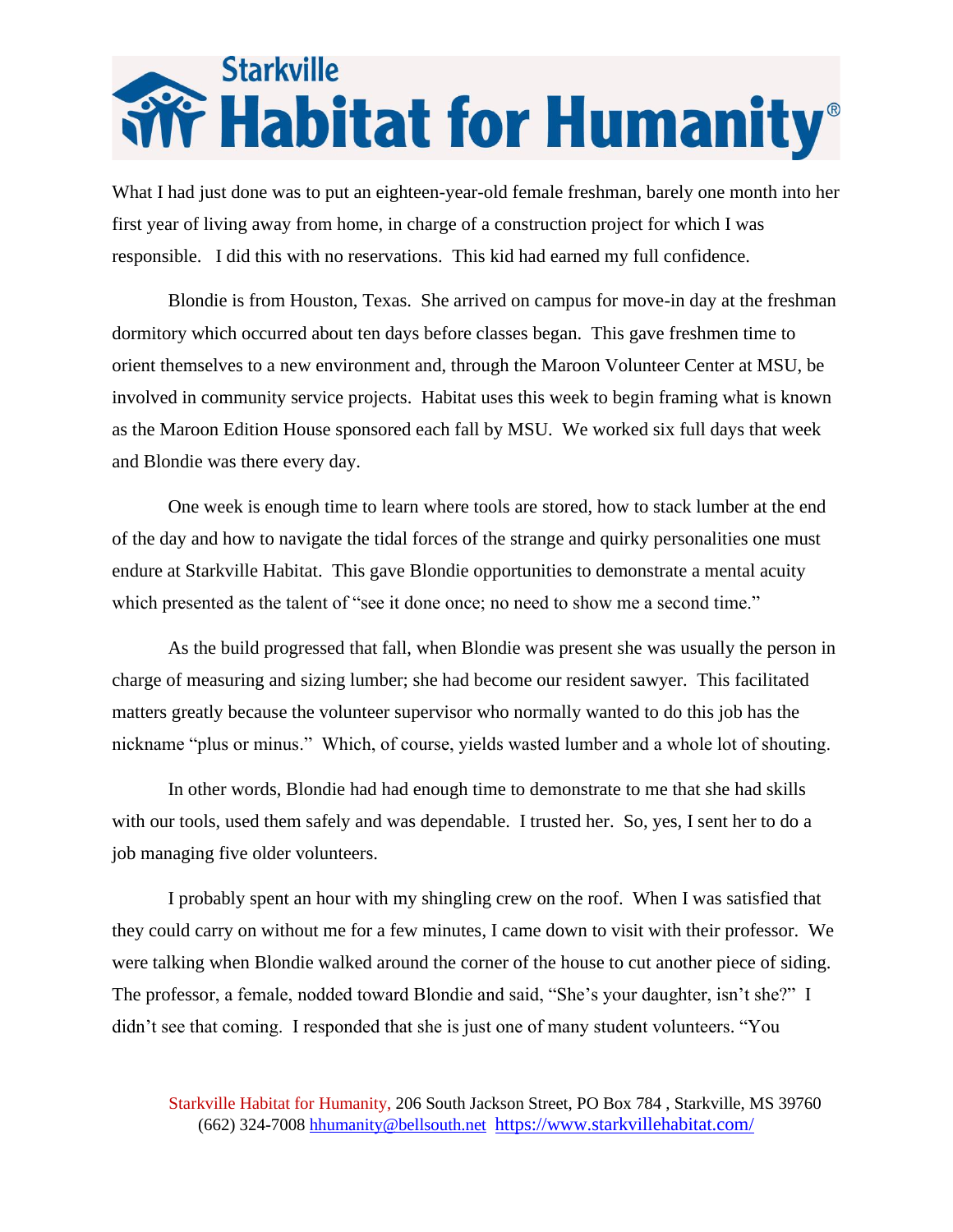What I had just done was to put an eighteen-year-old female freshman, barely one month into her first year of living away from home, in charge of a construction project for which I was responsible. I did this with no reservations. This kid had earned my full confidence.

Blondie is from Houston, Texas. She arrived on campus for move-in day at the freshman dormitory which occurred about ten days before classes began. This gave freshmen time to orient themselves to a new environment and, through the Maroon Volunteer Center at MSU, be involved in community service projects. Habitat uses this week to begin framing what is known as the Maroon Edition House sponsored each fall by MSU. We worked six full days that week and Blondie was there every day.

One week is enough time to learn where tools are stored, how to stack lumber at the end of the day and how to navigate the tidal forces of the strange and quirky personalities one must endure at Starkville Habitat. This gave Blondie opportunities to demonstrate a mental acuity which presented as the talent of "see it done once; no need to show me a second time."

As the build progressed that fall, when Blondie was present she was usually the person in charge of measuring and sizing lumber; she had become our resident sawyer. This facilitated matters greatly because the volunteer supervisor who normally wanted to do this job has the nickname "plus or minus." Which, of course, yields wasted lumber and a whole lot of shouting.

In other words, Blondie had had enough time to demonstrate to me that she had skills with our tools, used them safely and was dependable. I trusted her. So, yes, I sent her to do a job managing five older volunteers.

I probably spent an hour with my shingling crew on the roof. When I was satisfied that they could carry on without me for a few minutes, I came down to visit with their professor. We were talking when Blondie walked around the corner of the house to cut another piece of siding. The professor, a female, nodded toward Blondie and said, "She's your daughter, isn't she?" I didn't see that coming. I responded that she is just one of many student volunteers. "You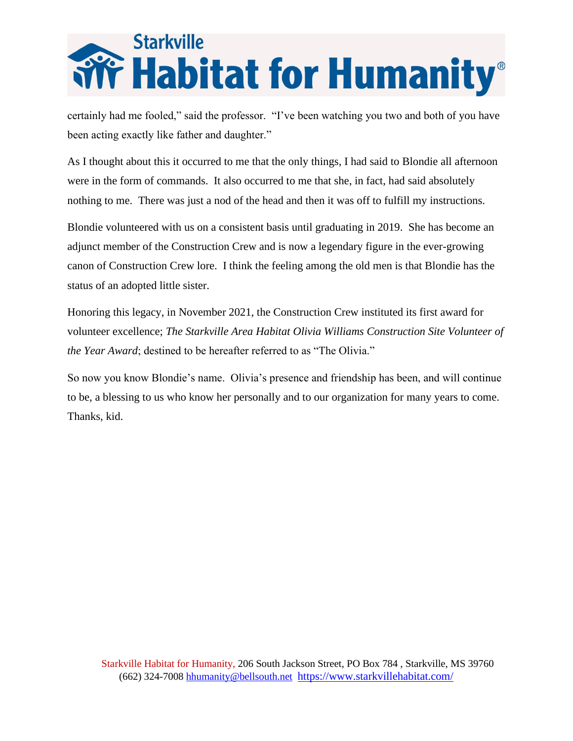certainly had me fooled," said the professor. "I've been watching you two and both of you have been acting exactly like father and daughter."

As I thought about this it occurred to me that the only things, I had said to Blondie all afternoon were in the form of commands. It also occurred to me that she, in fact, had said absolutely nothing to me. There was just a nod of the head and then it was off to fulfill my instructions.

Blondie volunteered with us on a consistent basis until graduating in 2019. She has become an adjunct member of the Construction Crew and is now a legendary figure in the ever-growing canon of Construction Crew lore. I think the feeling among the old men is that Blondie has the status of an adopted little sister.

Honoring this legacy, in November 2021, the Construction Crew instituted its first award for volunteer excellence; *The Starkville Area Habitat Olivia Williams Construction Site Volunteer of the Year Award*; destined to be hereafter referred to as "The Olivia."

So now you know Blondie's name. Olivia's presence and friendship has been, and will continue to be, a blessing to us who know her personally and to our organization for many years to come. Thanks, kid.